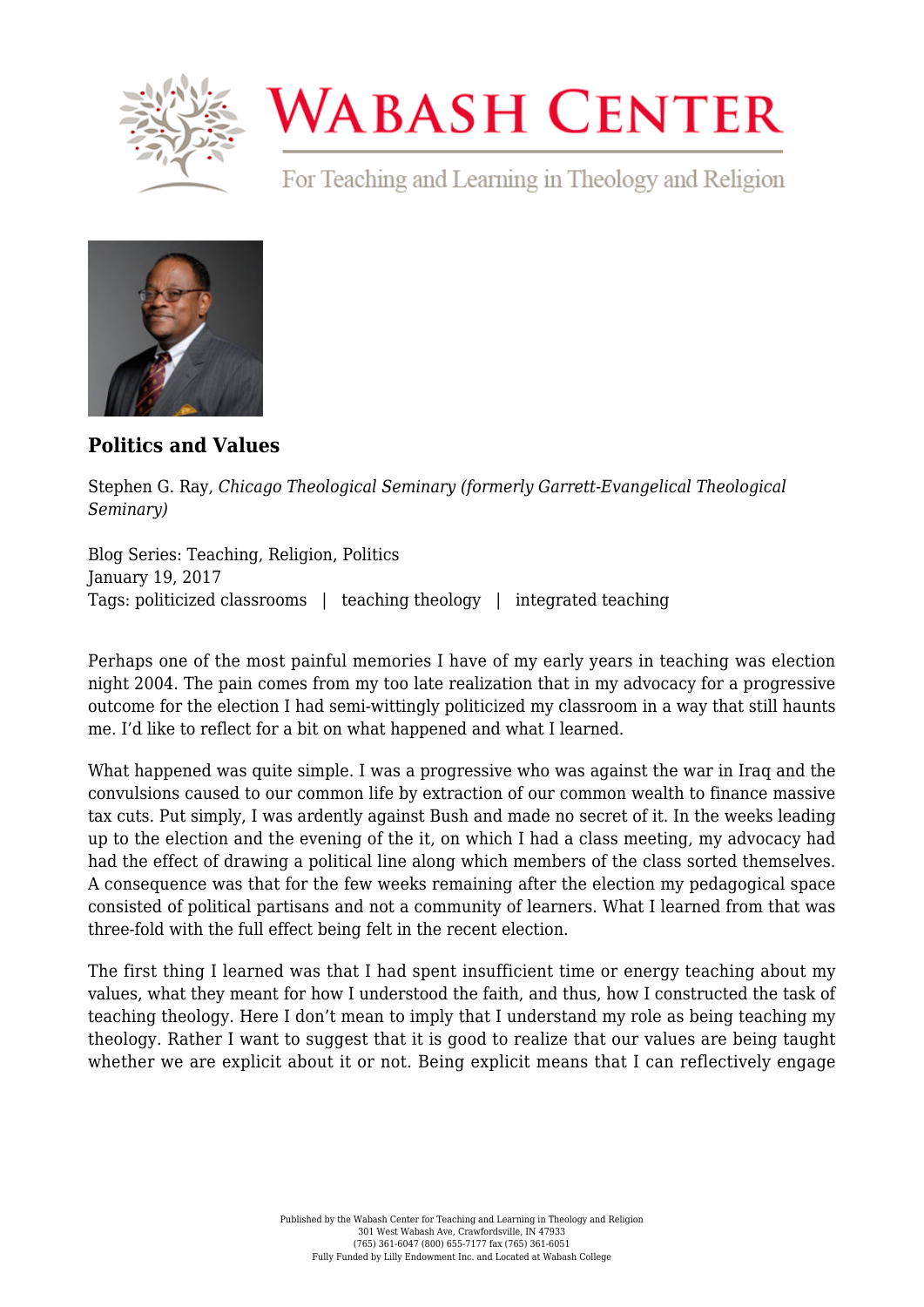# Politics and Values

Stephen G. Ray, *Chicago Theological Seminary (formerly Garrett-Evangelical Theological Seminary)*

Blog Series: Teaching, Religion, Politics
January 19, 2017
Tags: politicized classrooms | teaching theology | integrated teaching

Perhaps one of the most painful memories I have of my early years in teaching was election night 2004. The pain comes from my too late realization that in my advocacy for a progressive outcome for the election I had semi-wittingly politicized my classroom in a way that still haunts me. I'd like to reflect for a bit on what happened and what I learned.

What happened was quite simple. I was a progressive who was against the war in Iraq and the convulsions caused to our common life by extraction of our common wealth to finance massive tax cuts. Put simply, I was ardently against Bush and made no secret of it. In the weeks leading up to the election and the evening of the it, on which I had a class meeting, my advocacy had had the effect of drawing a political line along which members of the class sorted themselves. A consequence was that for the few weeks remaining after the election my pedagogical space consisted of political partisans and not a community of learners. What I learned from that was three-fold with the full effect being felt in the recent election.

The first thing I learned was that I had spent insufficient time or energy teaching about my values, what they meant for how I understood the faith, and thus, how I constructed the task of teaching theology. Here I don't mean to imply that I understand my role as being teaching my theology. Rather I want to suggest that it is good to realize that our values are being taught whether we are explicit about it or not. Being explicit means that I can reflectively engage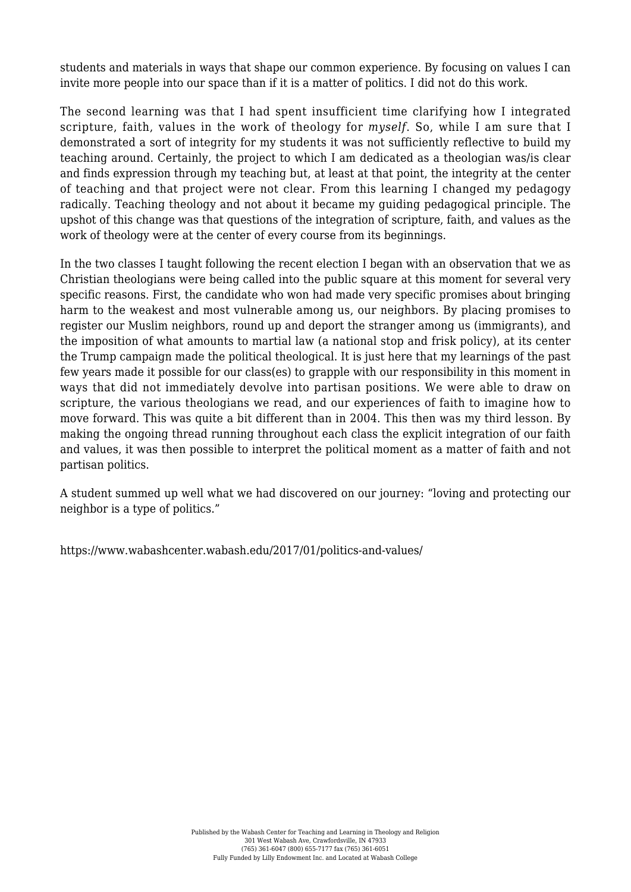students and materials in ways that shape our common experience. By focusing on values I can invite more people into our space than if it is a matter of politics. I did not do this work.

The second learning was that I had spent insufficient time clarifying how I integrated scripture, faith, values in the work of theology for *myself*. So, while I am sure that I demonstrated a sort of integrity for my students it was not sufficiently reflective to build my teaching around. Certainly, the project to which I am dedicated as a theologian was/is clear and finds expression through my teaching but, at least at that point, the integrity at the center of teaching and that project were not clear. From this learning I changed my pedagogy radically. Teaching theology and not about it became my guiding pedagogical principle. The upshot of this change was that questions of the integration of scripture, faith, and values as the work of theology were at the center of every course from its beginnings.

In the two classes I taught following the recent election I began with an observation that we as Christian theologians were being called into the public square at this moment for several very specific reasons. First, the candidate who won had made very specific promises about bringing harm to the weakest and most vulnerable among us, our neighbors. By placing promises to register our Muslim neighbors, round up and deport the stranger among us (immigrants), and the imposition of what amounts to martial law (a national stop and frisk policy), at its center the Trump campaign made the political theological. It is just here that my learnings of the past few years made it possible for our class(es) to grapple with our responsibility in this moment in ways that did not immediately devolve into partisan positions. We were able to draw on scripture, the various theologians we read, and our experiences of faith to imagine how to move forward. This was quite a bit different than in 2004. This then was my third lesson. By making the ongoing thread running throughout each class the explicit integration of our faith and values, it was then possible to interpret the political moment as a matter of faith and not partisan politics.

A student summed up well what we had discovered on our journey: "loving and protecting our neighbor is a type of politics."

https://www.wabashcenter.wabash.edu/2017/01/politics-and-values/